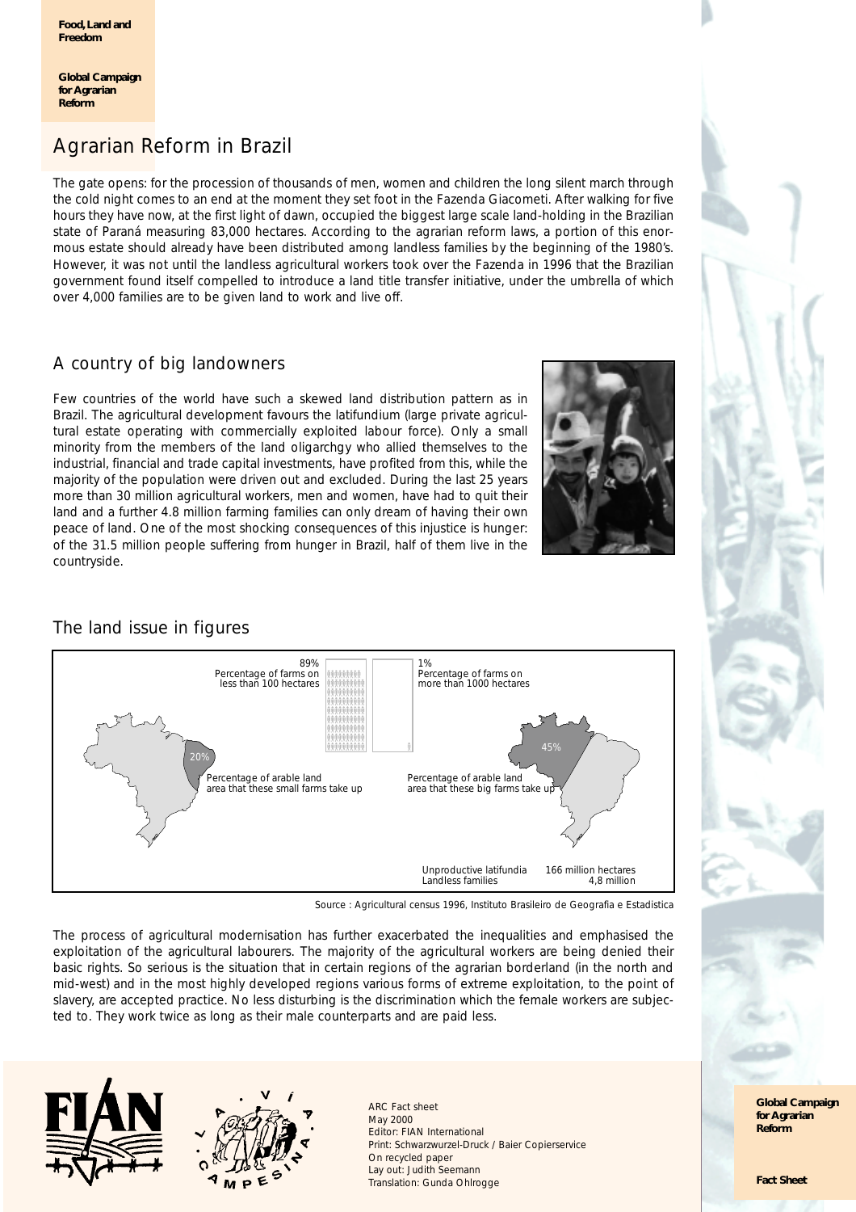**Food, Land and Freedom**

**Global Campaign for Agrarian Reform**

# Agrarian Reform in Brazil

The gate opens: for the procession of thousands of men, women and children the long silent march through the cold night comes to an end at the moment they set foot in the Fazenda Giacometi. After walking for five hours they have now, at the first light of dawn, occupied the biggest large scale land-holding in the Brazilian state of Paraná measuring 83,000 hectares. According to the agrarian reform laws, a portion of this enormous estate should already have been distributed among landless families by the beginning of the 1980's. However, it was not until the landless agricultural workers took over the Fazenda in 1996 that the Brazilian government found itself compelled to introduce a land title transfer initiative, under the umbrella of which over 4,000 families are to be given land to work and live off.

## A country of big landowners

Few countries of the world have such a skewed land distribution pattern as in Brazil. The agricultural development favours the latifundium (large private agricultural estate operating with commercially exploited labour force). Only a small minority from the members of the land oligarchgy who allied themselves to the industrial, financial and trade capital investments, have profited from this, while the majority of the population were driven out and excluded. During the last 25 years more than 30 million agricultural workers, men and women, have had to quit their land and a further 4.8 million farming families can only dream of having their own peace of land. One of the most shocking consequences of this injustice is hunger: of the 31.5 million people suffering from hunger in Brazil, half of them live in the countryside.

## The land issue in figures

89% Percentage of farms on less than 100 hectares

20% Percentage of arable land area that these small farms take up

1% Percentage of farms on more than 1000 hectares

45% Percentage of arable land area that these big farms take up

| | |
|---|---|
| Unproductive latifundia | 166 million hectares |
| Landless families | 4,8 million |

Source : Agricultural census 1996, Instituto Brasileiro de Geografia e Estadistica

The process of agricultural modernisation has further exacerbated the inequalities and emphasised the exploitation of the agricultural labourers. The majority of the agricultural workers are being denied their basic rights. So serious is the situation that in certain regions of the agrarian borderland (in the north and mid-west) and in the most highly developed regions various forms of extreme exploitation, to the point of slavery, are accepted practice. No less disturbing is the discrimination which the female workers are subjected to. They work twice as long as their male counterparts and are paid less.

ARC Fact sheet
May 2000
Editor: FIAN International
Print: Schwarzwurzel-Druck / Baier Copierservice
On recycled paper
Lay out: Judith Seemann
Translation: Gunda Ohlrogge

**Global Campaign for Agrarian Reform**

**Fact Sheet**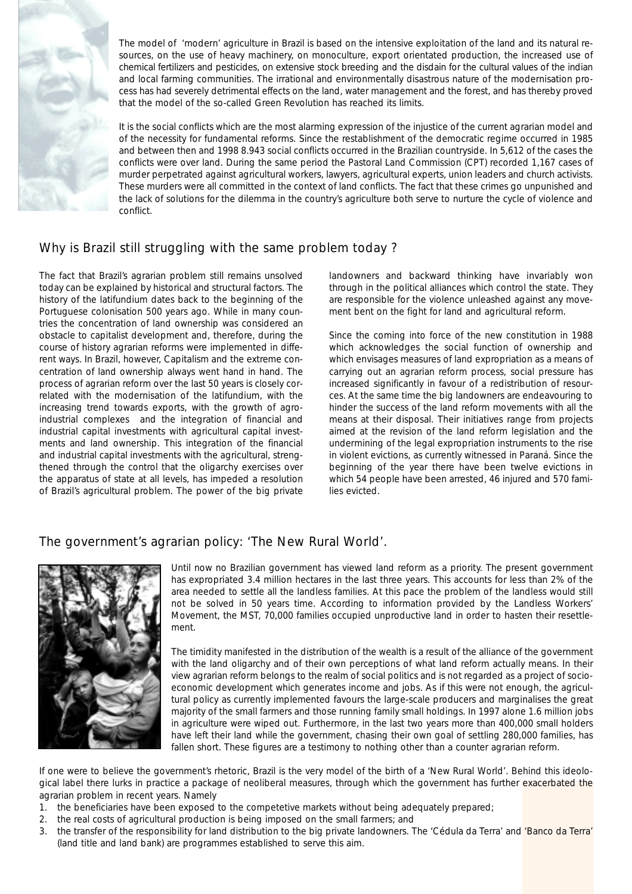The model of 'modern' agriculture in Brazil is based on the intensive exploitation of the land and its natural resources, on the use of heavy machinery, on monoculture, export orientated production, the increased use of chemical fertilizers and pesticides, on extensive stock breeding and the disdain for the cultural values of the indian and local farming communities. The irrational and environmentally disastrous nature of the modernisation process has had severely detrimental effects on the land, water management and the forest, and has thereby proved that the model of the so-called Green Revolution has reached its limits.

It is the social conflicts which are the most alarming expression of the injustice of the current agrarian model and of the necessity for fundamental reforms. Since the restablishment of the democratic regime occurred in 1985 and between then and 1998 8.943 social conflicts occurred in the Brazilian countryside. In 5,612 of the cases the conflicts were over land. During the same period the Pastoral Land Commission (CPT) recorded 1,167 cases of murder perpetrated against agricultural workers, lawyers, agricultural experts, union leaders and church activists. These murders were all committed in the context of land conflicts. The fact that these crimes go unpunished and the lack of solutions for the dilemma in the country's agriculture both serve to nurture the cycle of violence and conflict.

## Why is Brazil still struggling with the same problem today ?

The fact that Brazil's agrarian problem still remains unsolved today can be explained by historical and structural factors. The history of the latifundium dates back to the beginning of the Portuguese colonisation 500 years ago. While in many countries the concentration of land ownership was considered an obstacle to capitalist development and, therefore, during the course of history agrarian reforms were implemented in different ways. In Brazil, however, Capitalism and the extreme concentration of land ownership always went hand in hand. The process of agrarian reform over the last 50 years is closely correlated with the modernisation of the latifundium, with the increasing trend towards exports, with the growth of agro-industrial complexes and the integration of financial and industrial capital investments with agricultural capital investments and land ownership. This integration of the financial and industrial capital investments with the agricultural, strengthened through the control that the oligarchy exercises over the apparatus of state at all levels, has impeded a resolution of Brazil's agricultural problem. The power of the big private landowners and backward thinking have invariably won through in the political alliances which control the state. They are responsible for the violence unleashed against any movement bent on the fight for land and agricultural reform.

Since the coming into force of the new constitution in 1988 which acknowledges the social function of ownership and which envisages measures of land expropriation as a means of carrying out an agrarian reform process, social pressure has increased significantly in favour of a redistribution of resources. At the same time the big landowners are endeavouring to hinder the success of the land reform movements with all the means at their disposal. Their initiatives range from projects aimed at the revision of the land reform legislation and the undermining of the legal expropriation instruments to the rise in violent evictions, as currently witnessed in Paraná. Since the beginning of the year there have been twelve evictions in which 54 people have been arrested, 46 injured and 570 families evicted.

## The government's agrarian policy: 'The New Rural World'.

Until now no Brazilian government has viewed land reform as a priority. The present government has expropriated 3.4 million hectares in the last three years. This accounts for less than 2% of the area needed to settle all the landless families. At this pace the problem of the landless would still not be solved in 50 years time. According to information provided by the Landless Workers' Movement, the MST, 70,000 families occupied unproductive land in order to hasten their resettlement.

The timidity manifested in the distribution of the wealth is a result of the alliance of the government with the land oligarchy and of their own perceptions of what land reform actually means. In their view agrarian reform belongs to the realm of social politics and is not regarded as a project of socio-economic development which generates income and jobs. As if this were not enough, the agricultural policy as currently implemented favours the large-scale producers and marginalises the great majority of the small farmers and those running family small holdings. In 1997 alone 1.6 million jobs in agriculture were wiped out. Furthermore, in the last two years more than 400,000 small holders have left their land while the government, chasing their own goal of settling 280,000 families, has fallen short. These figures are a testimony to nothing other than a counter agrarian reform.

If one were to believe the government's rhetoric, Brazil is the very model of the birth of a 'New Rural World'. Behind this ideological label there lurks in practice a package of neoliberal measures, through which the government has further exacerbated the agrarian problem in recent years. Namely

1. the beneficiaries have been exposed to the competetive markets without being adequately prepared;
2. the real costs of agricultural production is being imposed on the small farmers; and
3. the transfer of the responsibility for land distribution to the big private landowners. The 'Cédula da Terra' and 'Banco da Terra' (land title and land bank) are programmes established to serve this aim.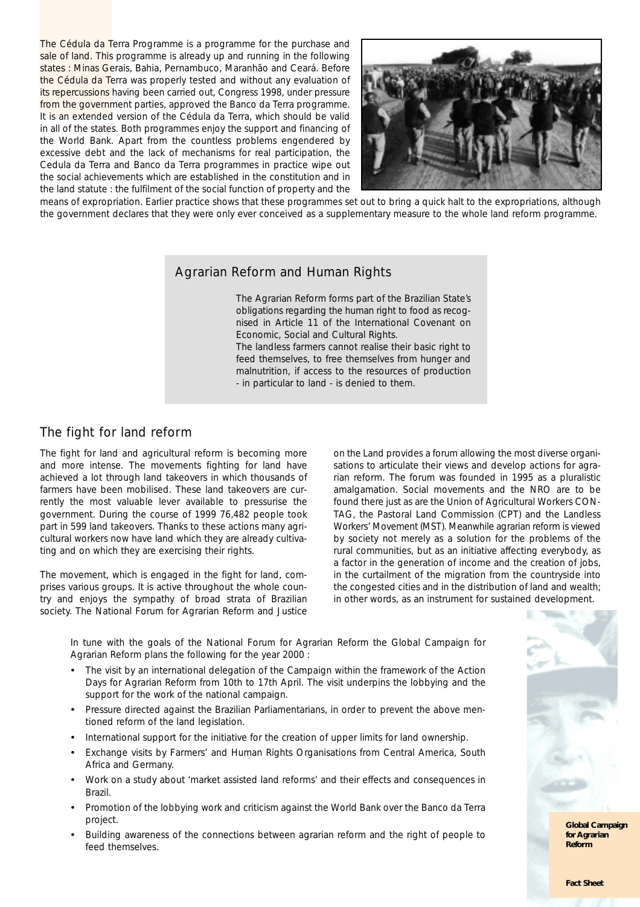The Cédula da Terra Programme is a programme for the purchase and sale of land. This programme is already up and running in the following states : Minas Gerais, Bahia, Pernambuco, Maranhão and Ceará. Before the Cédula da Terra was properly tested and without any evaluation of its repercussions having been carried out, Congress 1998, under pressure from the government parties, approved the Banco da Terra programme. It is an extended version of the Cédula da Terra, which should be valid in all of the states. Both programmes enjoy the support and financing of the World Bank. Apart from the countless problems engendered by excessive debt and the lack of mechanisms for real participation, the Cedula da Terra and Banco da Terra programmes in practice wipe out the social achievements which are established in the constitution and in the land statute : the fulfilment of the social function of property and the means of expropriation. Earlier practice shows that these programmes set out to bring a quick halt to the expropriations, although the government declares that they were only ever conceived as a supplementary measure to the whole land reform programme.

## Agrarian Reform and Human Rights

The Agrarian Reform forms part of the Brazilian State's obligations regarding the human right to food as recognised in Article 11 of the International Covenant on Economic, Social and Cultural Rights.
The landless farmers cannot realise their basic right to feed themselves, to free themselves from hunger and malnutrition, if access to the resources of production - in particular to land - is denied to them.

## The fight for land reform

The fight for land and agricultural reform is becoming more and more intense. The movements fighting for land have achieved a lot through land takeovers in which thousands of farmers have been mobilised. These land takeovers are currently the most valuable lever available to pressurise the government. During the course of 1999 76,482 people took part in 599 land takeovers. Thanks to these actions many agricultural workers now have land which they are already cultivating and on which they are exercising their rights.

The movement, which is engaged in the fight for land, comprises various groups. It is active throughout the whole country and enjoys the sympathy of broad strata of Brazilian society. The National Forum for Agrarian Reform and Justice on the Land provides a forum allowing the most diverse organisations to articulate their views and develop actions for agrarian reform. The forum was founded in 1995 as a pluralistic amalgamation. Social movements and the NRO are to be found there just as are the Union of Agricultural Workers CONTAG, the Pastoral Land Commission (CPT) and the Landless Workers' Movement (MST). Meanwhile agrarian reform is viewed by society not merely as a solution for the problems of the rural communities, but as an initiative affecting everybody, as a factor in the generation of income and the creation of jobs, in the curtailment of the migration from the countryside into the congested cities and in the distribution of land and wealth; in other words, as an instrument for sustained development.

In tune with the goals of the National Forum for Agrarian Reform the Global Campaign for Agrarian Reform plans the following for the year 2000 :

- The visit by an international delegation of the Campaign within the framework of the Action Days for Agrarian Reform from 10th to 17th April. The visit underpins the lobbying and the support for the work of the national campaign.
- Pressure directed against the Brazilian Parliamentarians, in order to prevent the above mentioned reform of the land legislation.
- International support for the initiative for the creation of upper limits for land ownership.
- Exchange visits by Farmers' and Human Rights Organisations from Central America, South Africa and Germany.
- Work on a study about 'market assisted land reforms' and their effects and consequences in Brazil.
- Promotion of the lobbying work and criticism against the World Bank over the Banco da Terra project.
- Building awareness of the connections between agrarian reform and the right of people to feed themselves.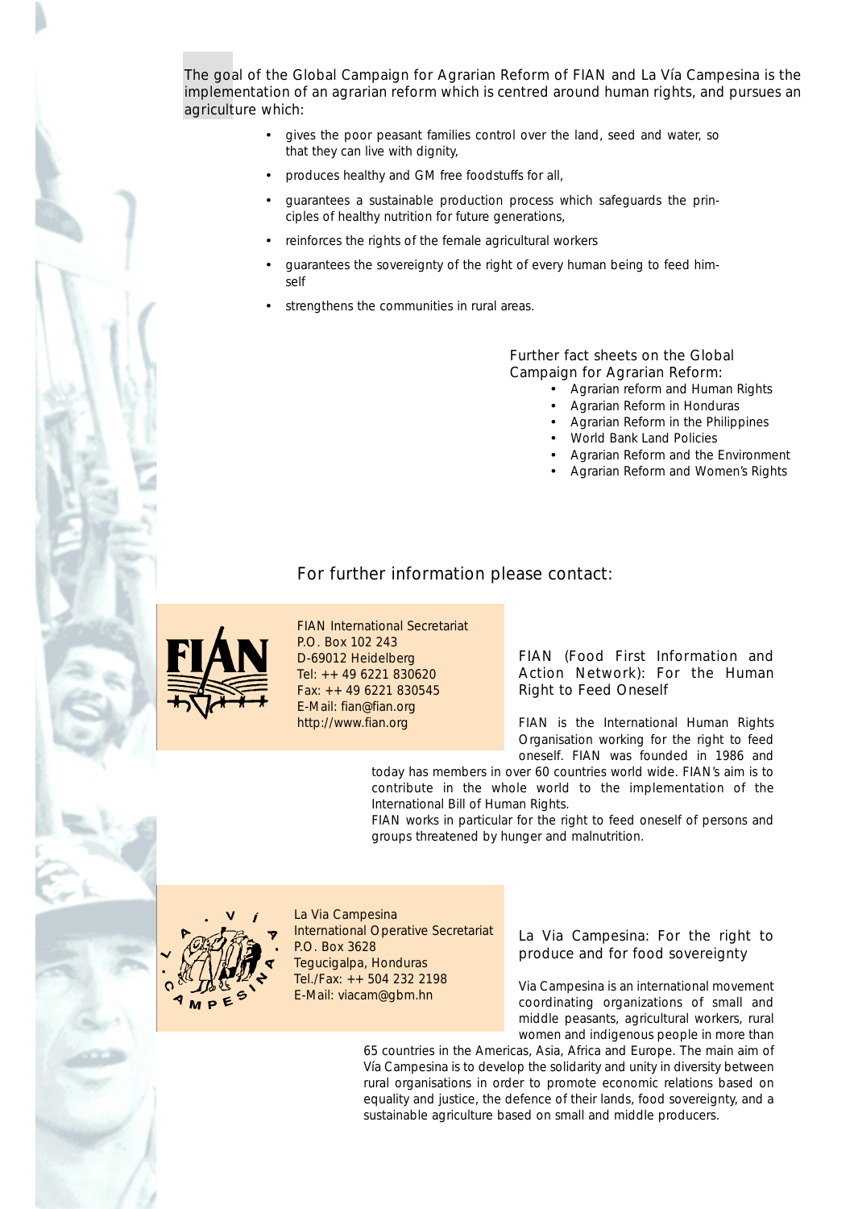The goal of the Global Campaign for Agrarian Reform of FIAN and La Vía Campesina is the implementation of an agrarian reform which is centred around human rights, and pursues an agriculture which:

- gives the poor peasant families control over the land, seed and water, so that they can live with dignity,
- produces healthy and GM free foodstuffs for all,
- guarantees a sustainable production process which safeguards the principles of healthy nutrition for future generations,
- reinforces the rights of the female agricultural workers
- guarantees the sovereignty of the right of every human being to feed himself
- strengthens the communities in rural areas.

Further fact sheets on the Global Campaign for Agrarian Reform:

- Agrarian reform and Human Rights
- Agrarian Reform in Honduras
- Agrarian Reform in the Philippines
- World Bank Land Policies
- Agrarian Reform and the Environment
- Agrarian Reform and Women's Rights

## For further information please contact:

FIAN International Secretariat
P.O. Box 102 243
D-69012 Heidelberg
Tel: ++ 49 6221 830620
Fax: ++ 49 6221 830545
E-Mail: fian@fian.org
http://www.fian.org

### FIAN (Food First Information and Action Network): For the Human Right to Feed Oneself

FIAN is the International Human Rights Organisation working for the right to feed oneself. FIAN was founded in 1986 and today has members in over 60 countries world wide. FIAN's aim is to contribute in the whole world to the implementation of the International Bill of Human Rights.

FIAN works in particular for the right to feed oneself of persons and groups threatened by hunger and malnutrition.

La Via Campesina
International Operative Secretariat
P.O. Box 3628
Tegucigalpa, Honduras
Tel./Fax: ++ 504 232 2198
E-Mail: viacam@gbm.hn

### La Via Campesina: For the right to produce and for food sovereignty

Via Campesina is an international movement coordinating organizations of small and middle peasants, agricultural workers, rural women and indigenous people in more than 65 countries in the Americas, Asia, Africa and Europe. The main aim of Vía Campesina is to develop the solidarity and unity in diversity between rural organisations in order to promote economic relations based on equality and justice, the defence of their lands, food sovereignty, and a sustainable agriculture based on small and middle producers.